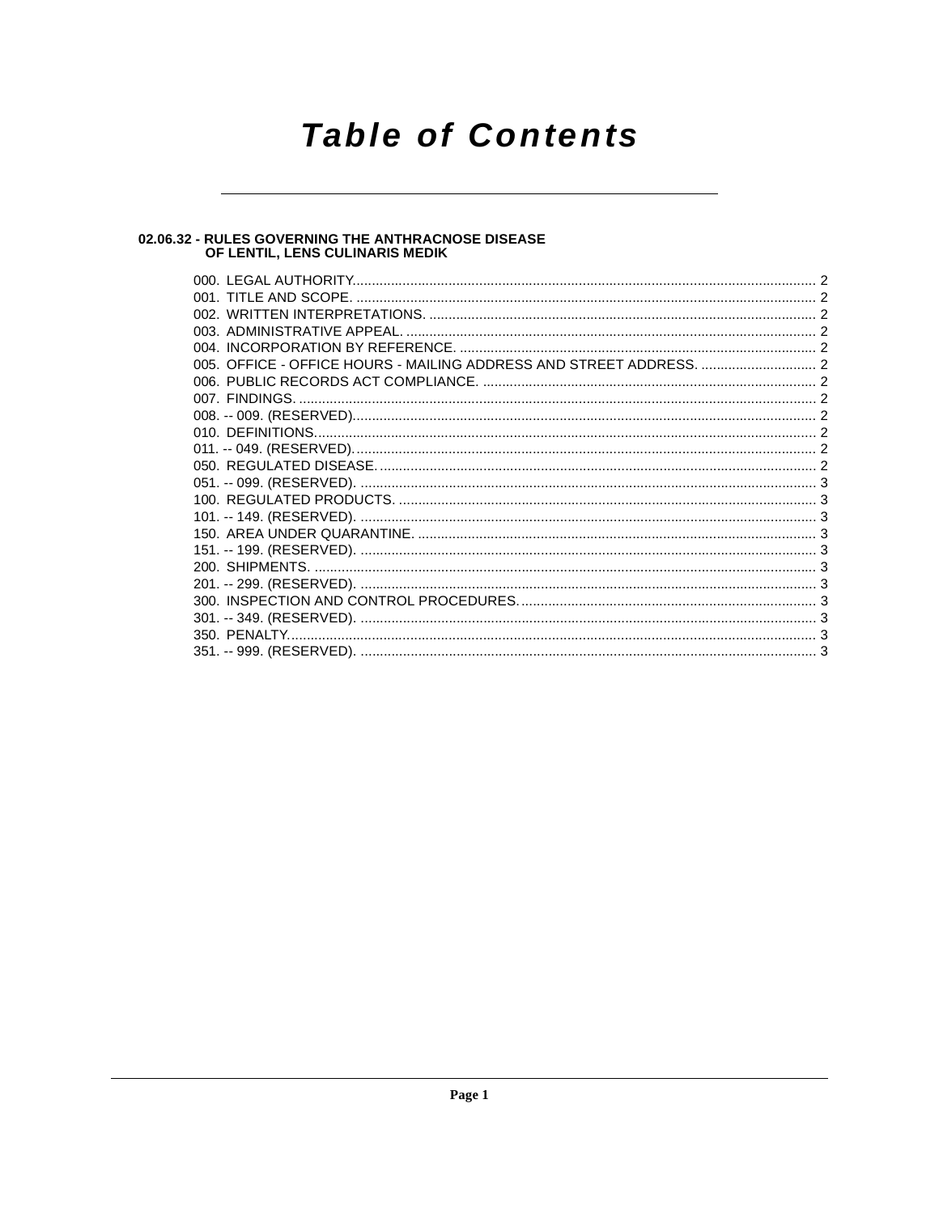# Table of Contents

## 02.06.32 - RULES GOVERNING THE ANTHRACNOSE DISEASE OF LENTIL, LENS CULINARIS MEDIK

000. LEGAL AUTHORITY. ........ 2
001. TITLE AND SCOPE. ........ 2
002. WRITTEN INTERPRETATIONS. ........ 2
003. ADMINISTRATIVE APPEAL. ........ 2
004. INCORPORATION BY REFERENCE. ........ 2
005. OFFICE - OFFICE HOURS - MAILING ADDRESS AND STREET ADDRESS. ........ 2
006. PUBLIC RECORDS ACT COMPLIANCE. ........ 2
007. FINDINGS. ........ 2
008. -- 009. (RESERVED). ........ 2
010. DEFINITIONS. ........ 2
011. -- 049. (RESERVED). ........ 2
050. REGULATED DISEASE. ........ 2
051. -- 099. (RESERVED). ........ 3
100. REGULATED PRODUCTS. ........ 3
101. -- 149. (RESERVED). ........ 3
150. AREA UNDER QUARANTINE. ........ 3
151. -- 199. (RESERVED). ........ 3
200. SHIPMENTS. ........ 3
201. -- 299. (RESERVED). ........ 3
300. INSPECTION AND CONTROL PROCEDURES. ........ 3
301. -- 349. (RESERVED). ........ 3
350. PENALTY. ........ 3
351. -- 999. (RESERVED). ........ 3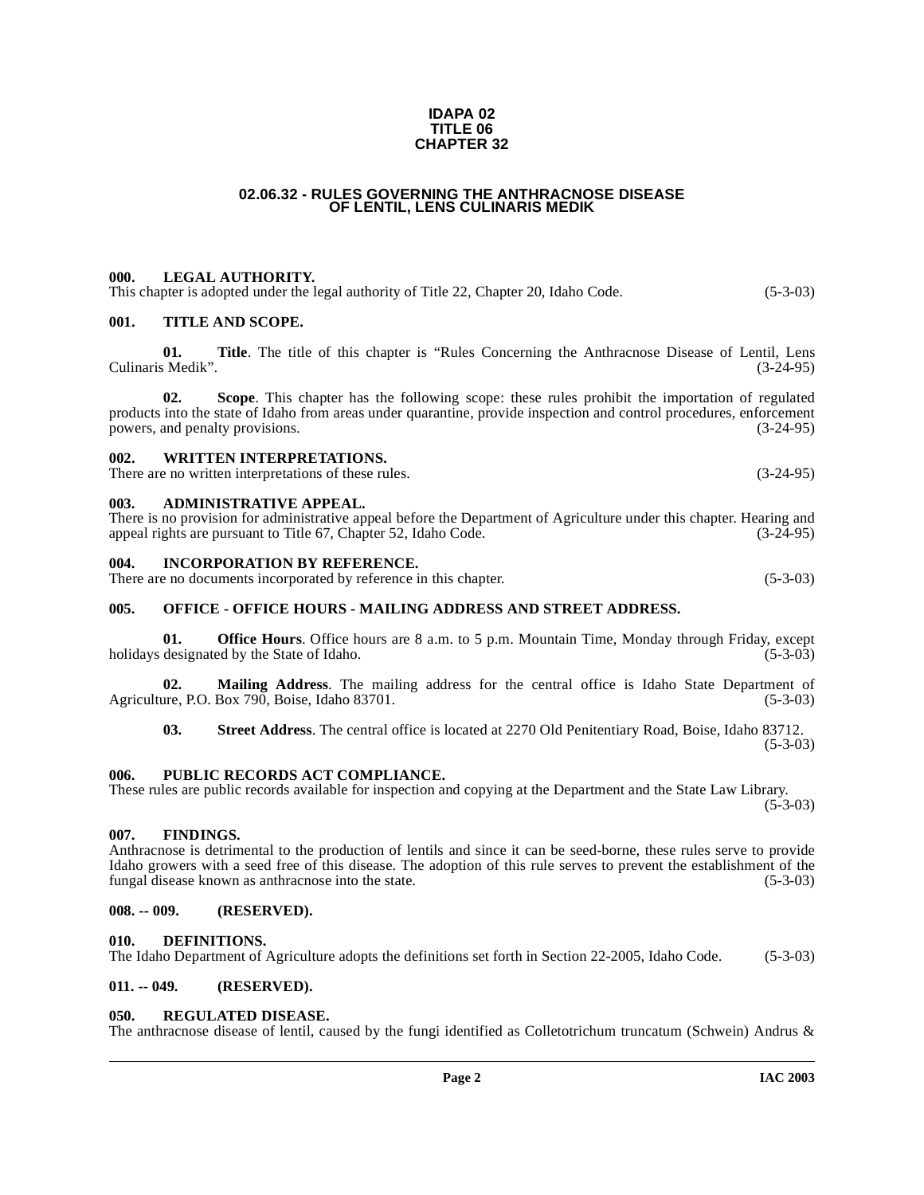**IDAPA 02**
**TITLE 06**
**CHAPTER 32**

# 02.06.32 - RULES GOVERNING THE ANTHRACNOSE DISEASE OF LENTIL, LENS CULINARIS MEDIK

**000. LEGAL AUTHORITY.**

This chapter is adopted under the legal authority of Title 22, Chapter 20, Idaho Code. (5-3-03)

**001. TITLE AND SCOPE.**

**01. Title**. The title of this chapter is "Rules Concerning the Anthracnose Disease of Lentil, Lens Culinaris Medik". (3-24-95)

**02. Scope**. This chapter has the following scope: these rules prohibit the importation of regulated products into the state of Idaho from areas under quarantine, provide inspection and control procedures, enforcement powers, and penalty provisions. (3-24-95)

**002. WRITTEN INTERPRETATIONS.**

There are no written interpretations of these rules. (3-24-95)

**003. ADMINISTRATIVE APPEAL.**

There is no provision for administrative appeal before the Department of Agriculture under this chapter. Hearing and appeal rights are pursuant to Title 67, Chapter 52, Idaho Code. (3-24-95)

**004. INCORPORATION BY REFERENCE.**

There are no documents incorporated by reference in this chapter. (5-3-03)

**005. OFFICE - OFFICE HOURS - MAILING ADDRESS AND STREET ADDRESS.**

**01. Office Hours**. Office hours are 8 a.m. to 5 p.m. Mountain Time, Monday through Friday, except holidays designated by the State of Idaho. (5-3-03)

**02. Mailing Address**. The mailing address for the central office is Idaho State Department of Agriculture, P.O. Box 790, Boise, Idaho 83701. (5-3-03)

**03. Street Address**. The central office is located at 2270 Old Penitentiary Road, Boise, Idaho 83712. (5-3-03)

**006. PUBLIC RECORDS ACT COMPLIANCE.**

These rules are public records available for inspection and copying at the Department and the State Law Library. (5-3-03)

**007. FINDINGS.**

Anthracnose is detrimental to the production of lentils and since it can be seed-borne, these rules serve to provide Idaho growers with a seed free of this disease. The adoption of this rule serves to prevent the establishment of the fungal disease known as anthracnose into the state. (5-3-03)

**008. -- 009. (RESERVED).**

**010. DEFINITIONS.**

The Idaho Department of Agriculture adopts the definitions set forth in Section 22-2005, Idaho Code. (5-3-03)

**011. -- 049. (RESERVED).**

**050. REGULATED DISEASE.**

The anthracnose disease of lentil, caused by the fungi identified as Colletotrichum truncatum (Schwein) Andrus &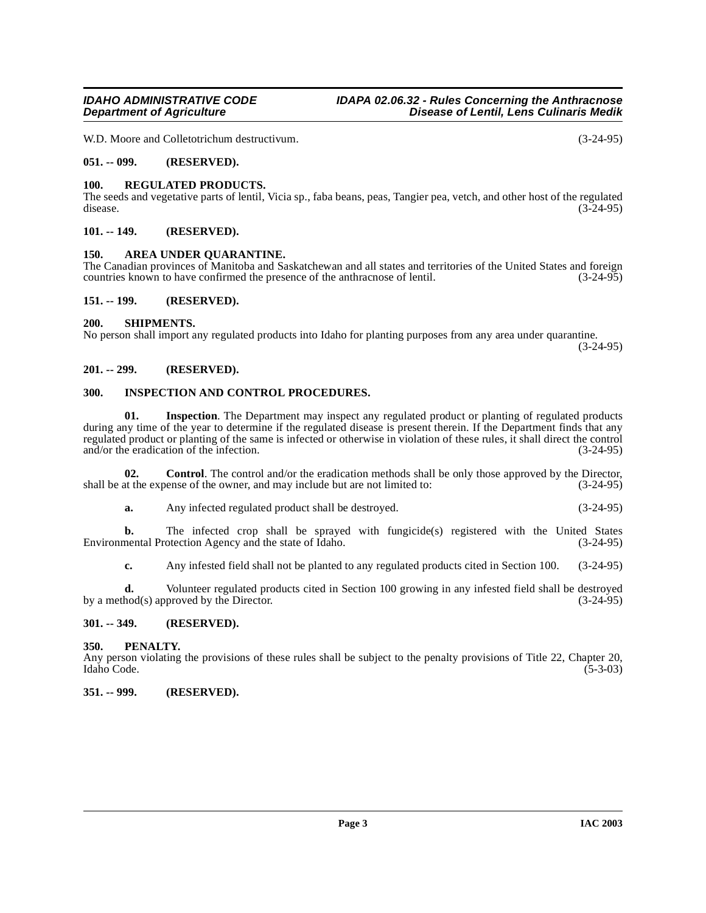W.D. Moore and Colletotrichum destructivum. (3-24-95)

**051. -- 099. (RESERVED).**

**100. REGULATED PRODUCTS.**

The seeds and vegetative parts of lentil, Vicia sp., faba beans, peas, Tangier pea, vetch, and other host of the regulated disease. (3-24-95)

**101. -- 149. (RESERVED).**

**150. AREA UNDER QUARANTINE.**

The Canadian provinces of Manitoba and Saskatchewan and all states and territories of the United States and foreign countries known to have confirmed the presence of the anthracnose of lentil. (3-24-95)

**151. -- 199. (RESERVED).**

**200. SHIPMENTS.**

No person shall import any regulated products into Idaho for planting purposes from any area under quarantine. (3-24-95)

**201. -- 299. (RESERVED).**

**300. INSPECTION AND CONTROL PROCEDURES.**

**01. Inspection**. The Department may inspect any regulated product or planting of regulated products during any time of the year to determine if the regulated disease is present therein. If the Department finds that any regulated product or planting of the same is infected or otherwise in violation of these rules, it shall direct the control and/or the eradication of the infection. (3-24-95)

**02. Control**. The control and/or the eradication methods shall be only those approved by the Director, shall be at the expense of the owner, and may include but are not limited to: (3-24-95)

**a.** Any infected regulated product shall be destroyed. (3-24-95)

**b.** The infected crop shall be sprayed with fungicide(s) registered with the United States Environmental Protection Agency and the state of Idaho. (3-24-95)

**c.** Any infested field shall not be planted to any regulated products cited in Section 100. (3-24-95)

**d.** Volunteer regulated products cited in Section 100 growing in any infested field shall be destroyed by a method(s) approved by the Director. (3-24-95)

**301. -- 349. (RESERVED).**

**350. PENALTY.**

Any person violating the provisions of these rules shall be subject to the penalty provisions of Title 22, Chapter 20, Idaho Code. (5-3-03)

**351. -- 999. (RESERVED).**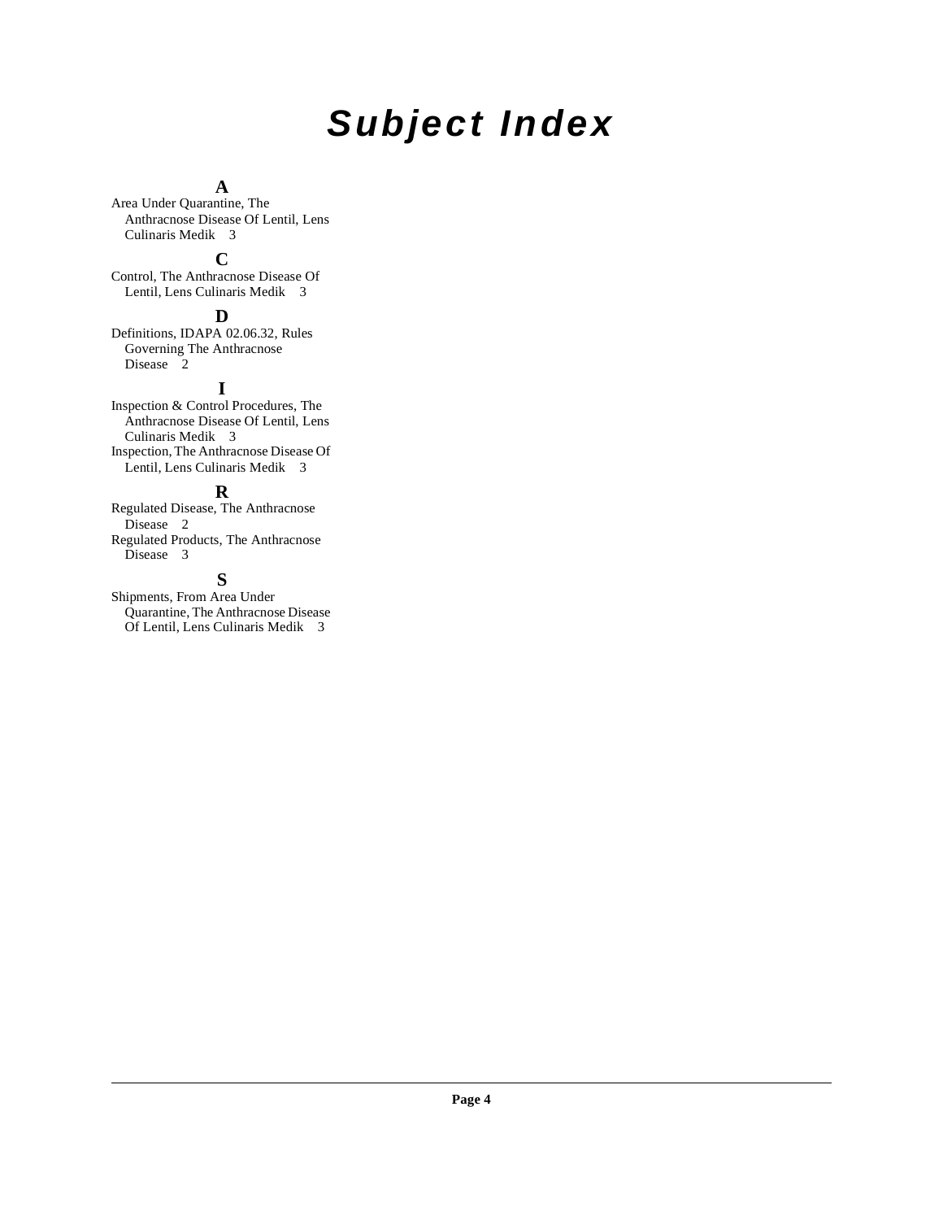# Subject Index

**A**

Area Under Quarantine, The Anthracnose Disease Of Lentil, Lens Culinaris Medik 3

**C**

Control, The Anthracnose Disease Of Lentil, Lens Culinaris Medik 3

**D**

Definitions, IDAPA 02.06.32, Rules Governing The Anthracnose Disease 2

**I**

Inspection & Control Procedures, The Anthracnose Disease Of Lentil, Lens Culinaris Medik 3

Inspection, The Anthracnose Disease Of Lentil, Lens Culinaris Medik 3

**R**

Regulated Disease, The Anthracnose Disease 2

Regulated Products, The Anthracnose Disease 3

**S**

Shipments, From Area Under Quarantine, The Anthracnose Disease Of Lentil, Lens Culinaris Medik 3